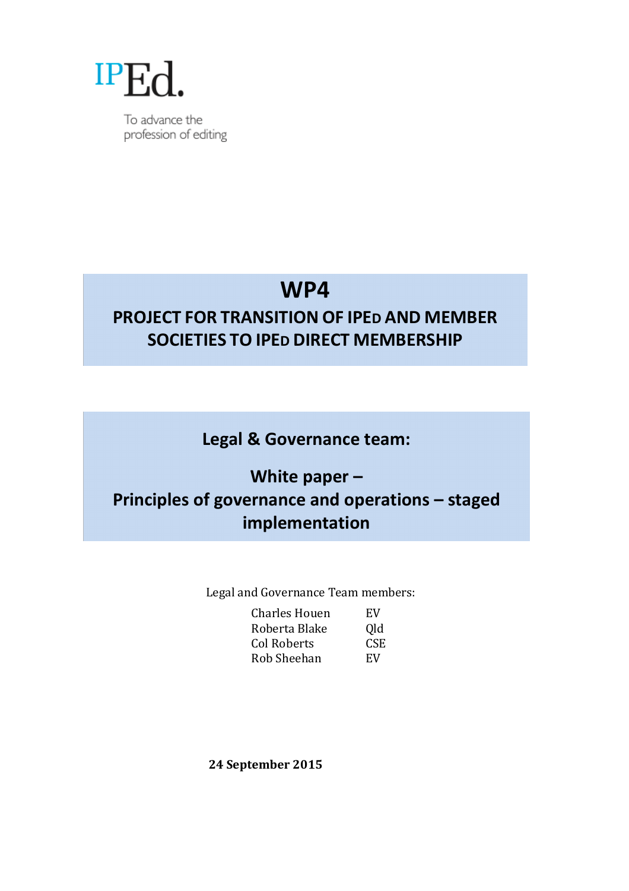IPEd.

To advance the profession of editing

# WP4

## PROJECT FOR TRANSITION OF IPEd AND MEMBER SOCIETIES TO IPEd DIRECT MEMBERSHIP

## Legal & Governance team:

## White paper – Principles of governance and operations – staged implementation

Legal and Governance Team members:

| | |
|---|---|
| Charles Houen | EV |
| Roberta Blake | Qld |
| Col Roberts | CSE |
| Rob Sheehan | EV |

**24 September 2015**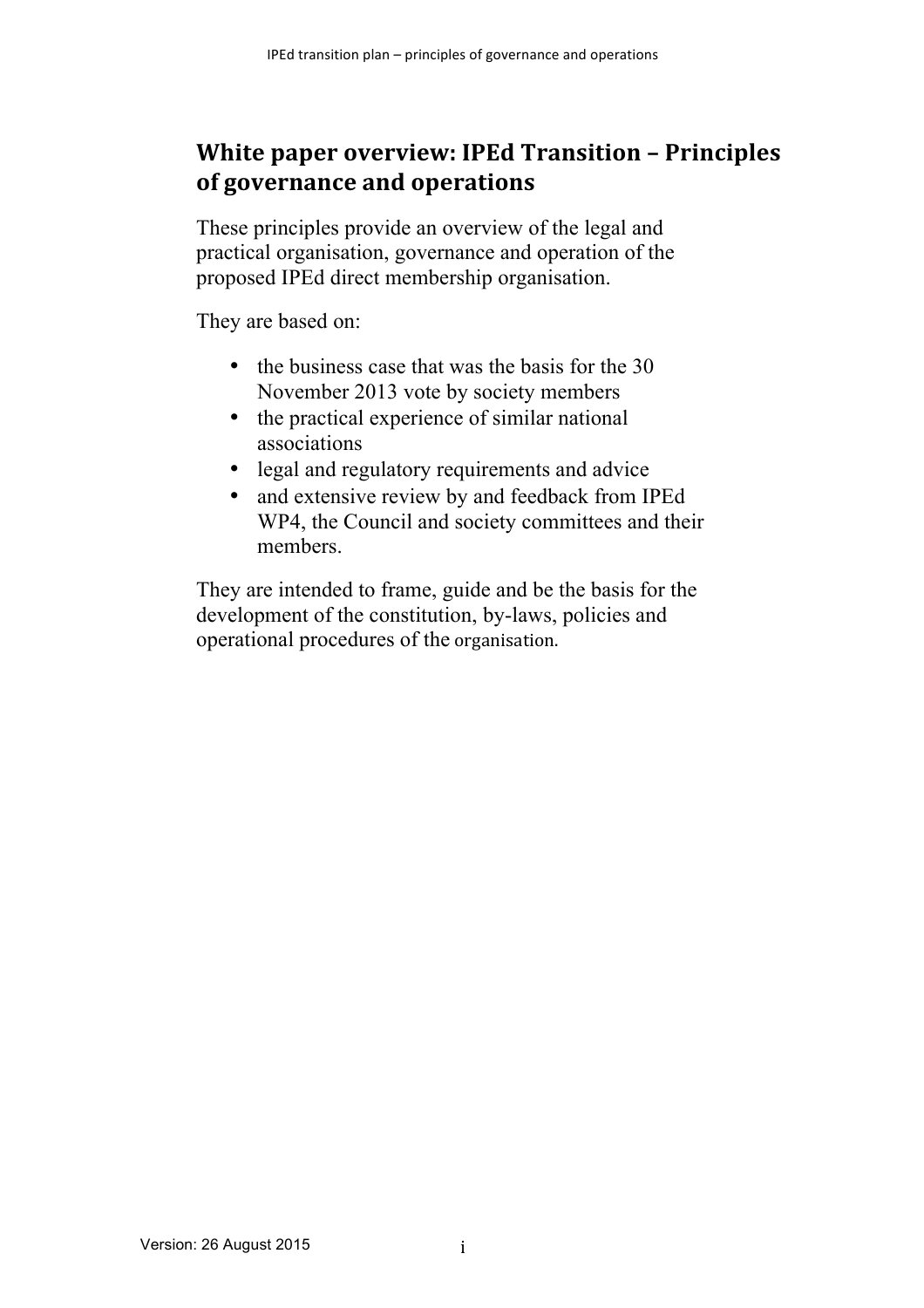## White paper overview: IPEd Transition – Principles of governance and operations

These principles provide an overview of the legal and practical organisation, governance and operation of the proposed IPEd direct membership organisation.

They are based on:

- the business case that was the basis for the 30 November 2013 vote by society members
- the practical experience of similar national associations
- legal and regulatory requirements and advice
- and extensive review by and feedback from IPEd WP4, the Council and society committees and their members.

They are intended to frame, guide and be the basis for the development of the constitution, by-laws, policies and operational procedures of the organisation.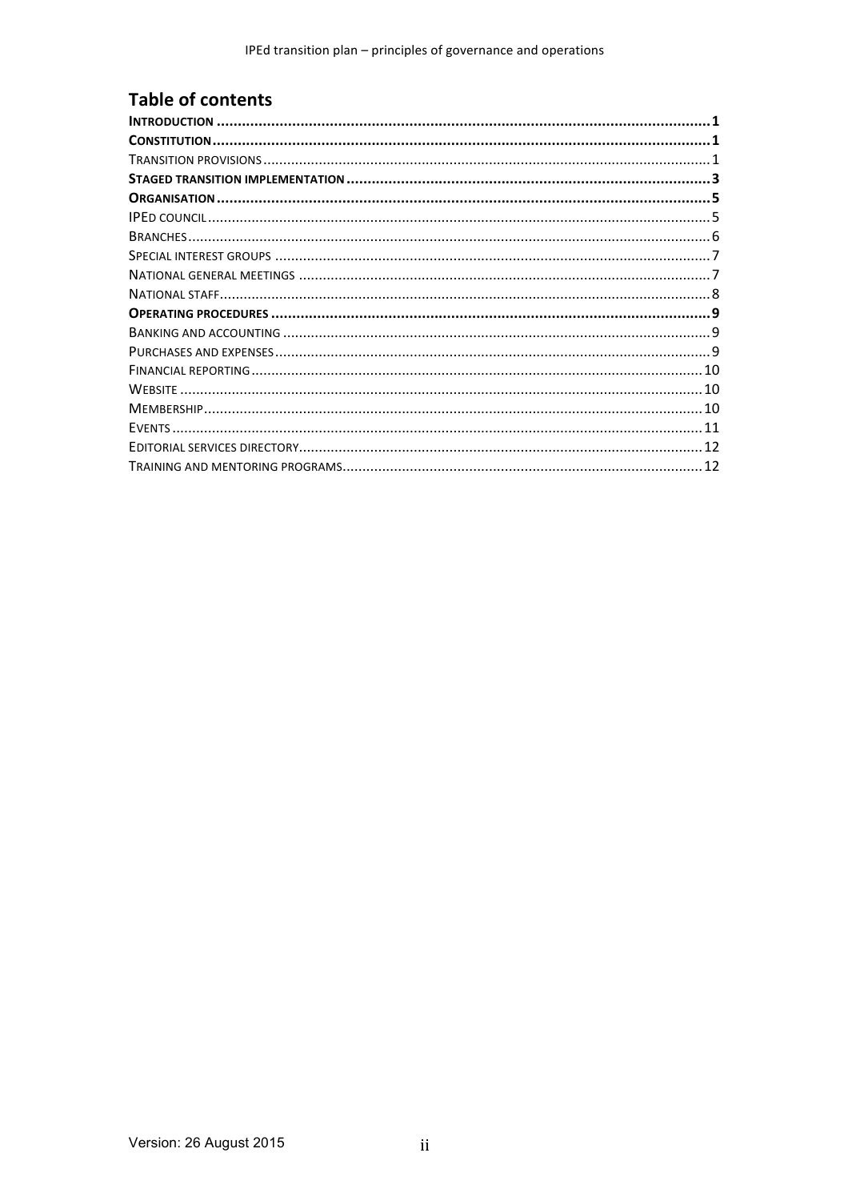## Table of contents

**INTRODUCTION** .......... **1**

**CONSTITUTION** .......... **1**

TRANSITION PROVISIONS .......... 1

**STAGED TRANSITION IMPLEMENTATION** .......... **3**

**ORGANISATION** .......... **5**

IPED COUNCIL .......... 5

BRANCHES .......... 6

SPECIAL INTEREST GROUPS .......... 7

NATIONAL GENERAL MEETINGS .......... 7

NATIONAL STAFF .......... 8

**OPERATING PROCEDURES** .......... **9**

BANKING AND ACCOUNTING .......... 9

PURCHASES AND EXPENSES .......... 9

FINANCIAL REPORTING .......... 10

WEBSITE .......... 10

MEMBERSHIP .......... 10

EVENTS .......... 11

EDITORIAL SERVICES DIRECTORY .......... 12

TRAINING AND MENTORING PROGRAMS .......... 12

Version: 26 August 2015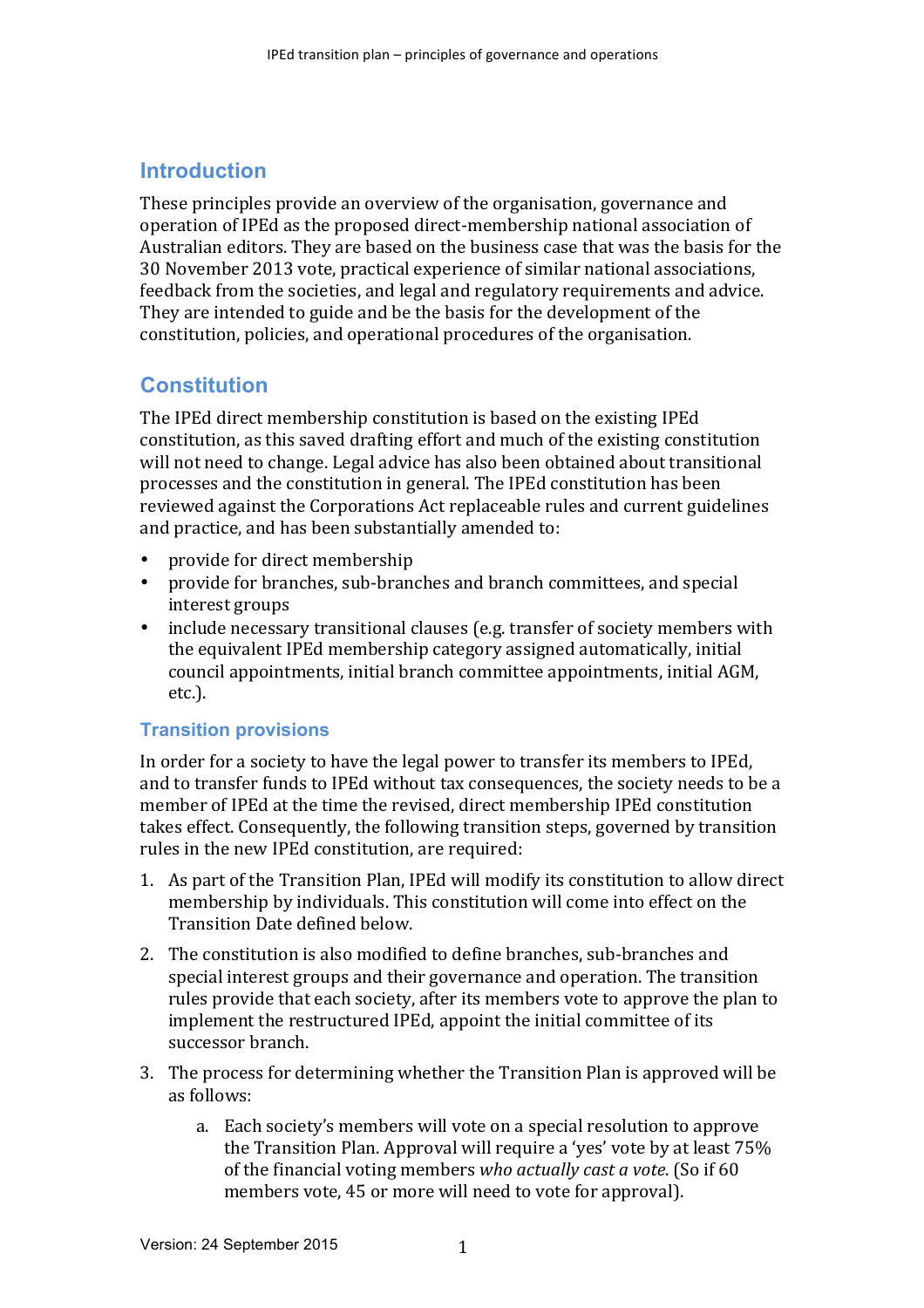## Introduction

These principles provide an overview of the organisation, governance and operation of IPEd as the proposed direct-membership national association of Australian editors. They are based on the business case that was the basis for the 30 November 2013 vote, practical experience of similar national associations, feedback from the societies, and legal and regulatory requirements and advice. They are intended to guide and be the basis for the development of the constitution, policies, and operational procedures of the organisation.

## Constitution

The IPEd direct membership constitution is based on the existing IPEd constitution, as this saved drafting effort and much of the existing constitution will not need to change. Legal advice has also been obtained about transitional processes and the constitution in general. The IPEd constitution has been reviewed against the Corporations Act replaceable rules and current guidelines and practice, and has been substantially amended to:

- provide for direct membership
- provide for branches, sub-branches and branch committees, and special interest groups
- include necessary transitional clauses (e.g. transfer of society members with the equivalent IPEd membership category assigned automatically, initial council appointments, initial branch committee appointments, initial AGM, etc.).

### Transition provisions

In order for a society to have the legal power to transfer its members to IPEd, and to transfer funds to IPEd without tax consequences, the society needs to be a member of IPEd at the time the revised, direct membership IPEd constitution takes effect. Consequently, the following transition steps, governed by transition rules in the new IPEd constitution, are required:

1. As part of the Transition Plan, IPEd will modify its constitution to allow direct membership by individuals. This constitution will come into effect on the Transition Date defined below.
2. The constitution is also modified to define branches, sub-branches and special interest groups and their governance and operation. The transition rules provide that each society, after its members vote to approve the plan to implement the restructured IPEd, appoint the initial committee of its successor branch.
3. The process for determining whether the Transition Plan is approved will be as follows:
    a. Each society's members will vote on a special resolution to approve the Transition Plan. Approval will require a 'yes' vote by at least 75% of the financial voting members *who actually cast a vote*. (So if 60 members vote, 45 or more will need to vote for approval).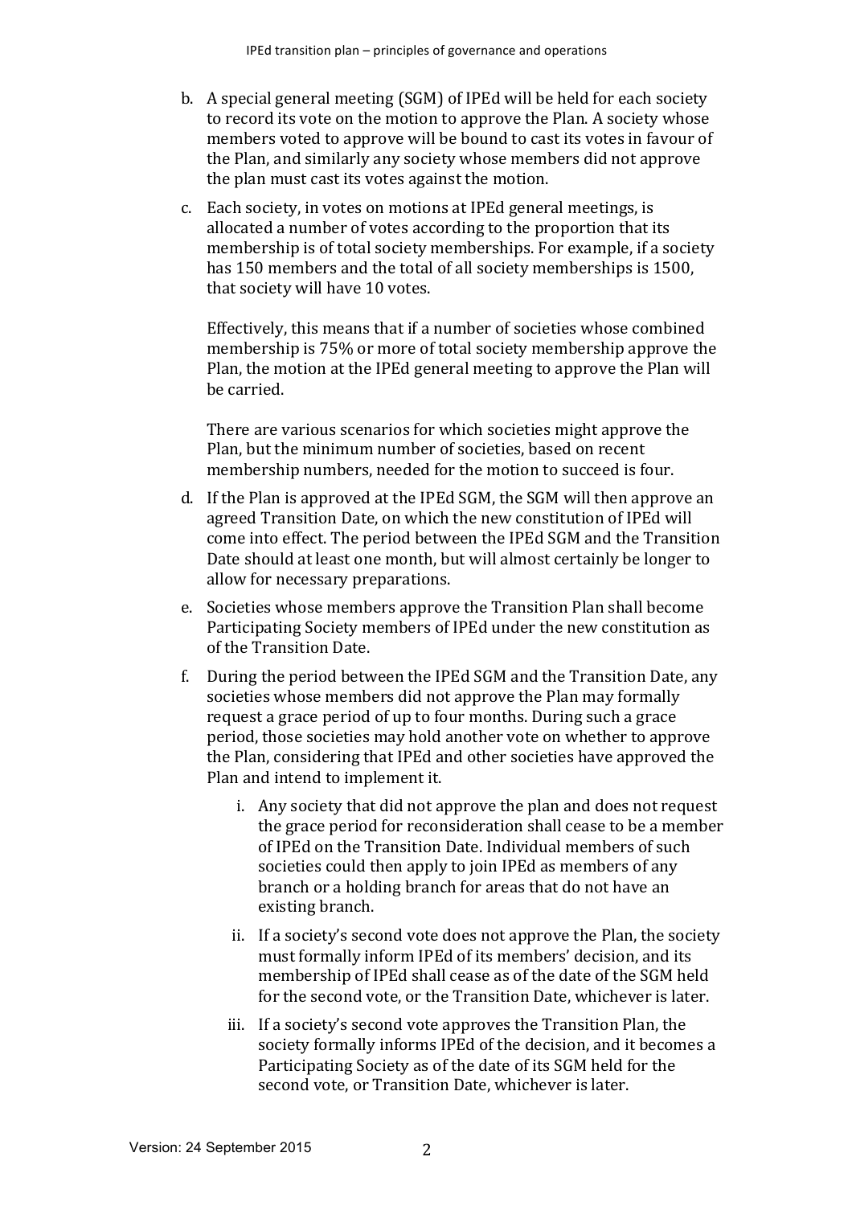b. A special general meeting (SGM) of IPEd will be held for each society to record its vote on the motion to approve the Plan. A society whose members voted to approve will be bound to cast its votes in favour of the Plan, and similarly any society whose members did not approve the plan must cast its votes against the motion.

c. Each society, in votes on motions at IPEd general meetings, is allocated a number of votes according to the proportion that its membership is of total society memberships. For example, if a society has 150 members and the total of all society memberships is 1500, that society will have 10 votes.

   Effectively, this means that if a number of societies whose combined membership is 75% or more of total society membership approve the Plan, the motion at the IPEd general meeting to approve the Plan will be carried.

   There are various scenarios for which societies might approve the Plan, but the minimum number of societies, based on recent membership numbers, needed for the motion to succeed is four.

d. If the Plan is approved at the IPEd SGM, the SGM will then approve an agreed Transition Date, on which the new constitution of IPEd will come into effect. The period between the IPEd SGM and the Transition Date should at least one month, but will almost certainly be longer to allow for necessary preparations.

e. Societies whose members approve the Transition Plan shall become Participating Society members of IPEd under the new constitution as of the Transition Date.

f. During the period between the IPEd SGM and the Transition Date, any societies whose members did not approve the Plan may formally request a grace period of up to four months. During such a grace period, those societies may hold another vote on whether to approve the Plan, considering that IPEd and other societies have approved the Plan and intend to implement it.

   i. Any society that did not approve the plan and does not request the grace period for reconsideration shall cease to be a member of IPEd on the Transition Date. Individual members of such societies could then apply to join IPEd as members of any branch or a holding branch for areas that do not have an existing branch.

   ii. If a society's second vote does not approve the Plan, the society must formally inform IPEd of its members' decision, and its membership of IPEd shall cease as of the date of the SGM held for the second vote, or the Transition Date, whichever is later.

   iii. If a society's second vote approves the Transition Plan, the society formally informs IPEd of the decision, and it becomes a Participating Society as of the date of its SGM held for the second vote, or Transition Date, whichever is later.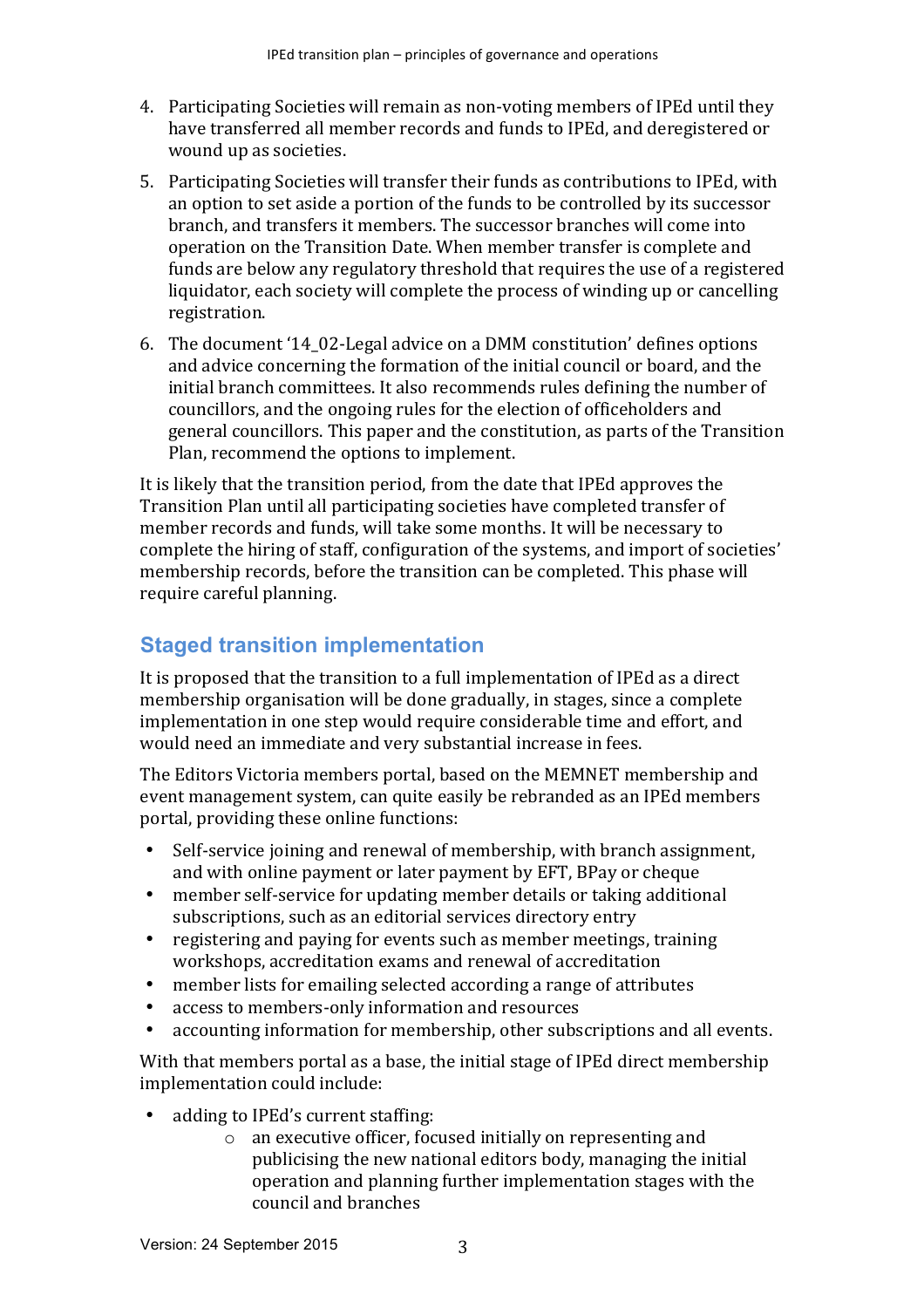4. Participating Societies will remain as non-voting members of IPEd until they have transferred all member records and funds to IPEd, and deregistered or wound up as societies.
5. Participating Societies will transfer their funds as contributions to IPEd, with an option to set aside a portion of the funds to be controlled by its successor branch, and transfers it members. The successor branches will come into operation on the Transition Date. When member transfer is complete and funds are below any regulatory threshold that requires the use of a registered liquidator, each society will complete the process of winding up or cancelling registration.
6. The document '14_02-Legal advice on a DMM constitution' defines options and advice concerning the formation of the initial council or board, and the initial branch committees. It also recommends rules defining the number of councillors, and the ongoing rules for the election of officeholders and general councillors. This paper and the constitution, as parts of the Transition Plan, recommend the options to implement.

It is likely that the transition period, from the date that IPEd approves the Transition Plan until all participating societies have completed transfer of member records and funds, will take some months. It will be necessary to complete the hiring of staff, configuration of the systems, and import of societies' membership records, before the transition can be completed. This phase will require careful planning.

## Staged transition implementation

It is proposed that the transition to a full implementation of IPEd as a direct membership organisation will be done gradually, in stages, since a complete implementation in one step would require considerable time and effort, and would need an immediate and very substantial increase in fees.

The Editors Victoria members portal, based on the MEMNET membership and event management system, can quite easily be rebranded as an IPEd members portal, providing these online functions:

- Self-service joining and renewal of membership, with branch assignment, and with online payment or later payment by EFT, BPay or cheque
- member self-service for updating member details or taking additional subscriptions, such as an editorial services directory entry
- registering and paying for events such as member meetings, training workshops, accreditation exams and renewal of accreditation
- member lists for emailing selected according a range of attributes
- access to members-only information and resources
- accounting information for membership, other subscriptions and all events.

With that members portal as a base, the initial stage of IPEd direct membership implementation could include:

- adding to IPEd's current staffing:
    - an executive officer, focused initially on representing and publicising the new national editors body, managing the initial operation and planning further implementation stages with the council and branches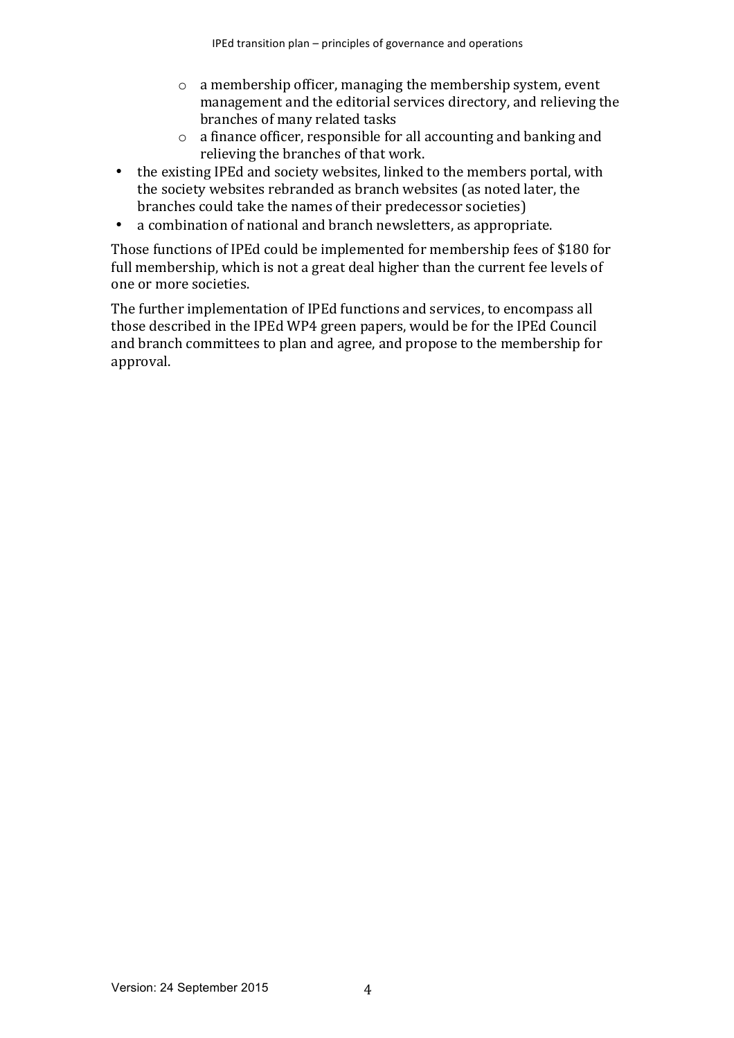- a membership officer, managing the membership system, event management and the editorial services directory, and relieving the branches of many related tasks
    - a finance officer, responsible for all accounting and banking and relieving the branches of that work.
- the existing IPEd and society websites, linked to the members portal, with the society websites rebranded as branch websites (as noted later, the branches could take the names of their predecessor societies)
- a combination of national and branch newsletters, as appropriate.

Those functions of IPEd could be implemented for membership fees of $180 for full membership, which is not a great deal higher than the current fee levels of one or more societies.

The further implementation of IPEd functions and services, to encompass all those described in the IPEd WP4 green papers, would be for the IPEd Council and branch committees to plan and agree, and propose to the membership for approval.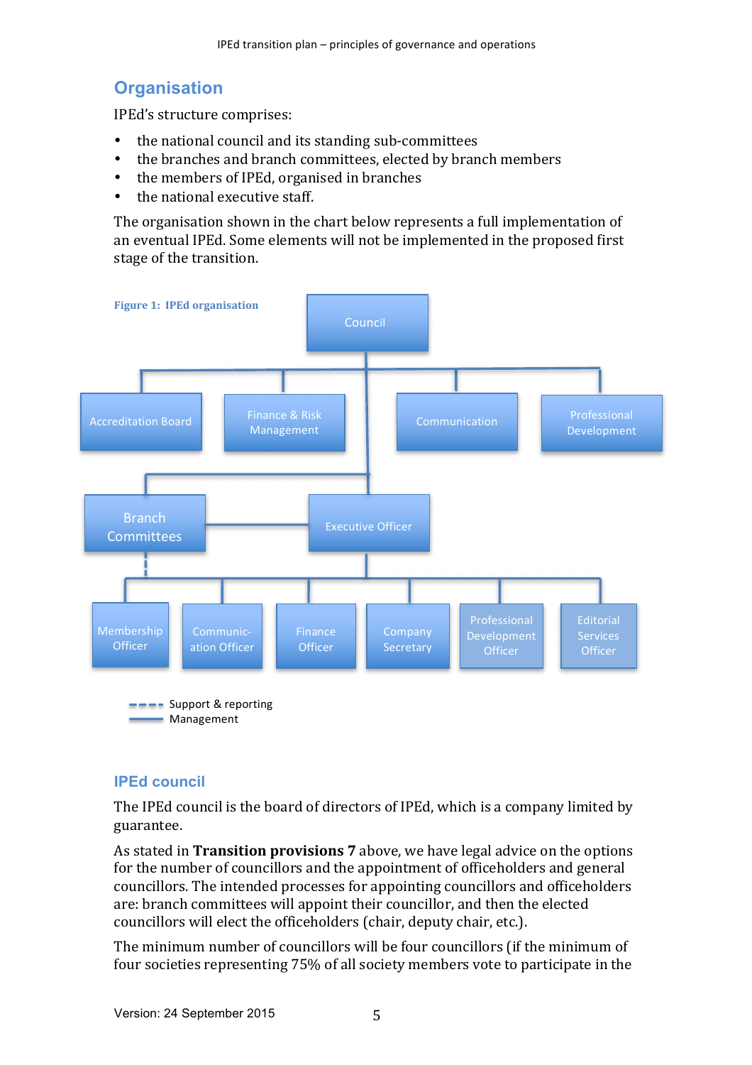## Organisation

IPEd's structure comprises:

- the national council and its standing sub-committees
- the branches and branch committees, elected by branch members
- the members of IPEd, organised in branches
- the national executive staff.

The organisation shown in the chart below represents a full implementation of an eventual IPEd. Some elements will not be implemented in the proposed first stage of the transition.

**Figure 1: IPEd organisation**

Council

Accreditation Board | Finance & Risk Management | Communication | Professional Development

Branch Committees | Executive Officer

Membership Officer | Communication Officer | Finance Officer | Company Secretary | Professional Development Officer | Editorial Services Officer

- - - - Support & reporting
——— Management

## IPEd council

The IPEd council is the board of directors of IPEd, which is a company limited by guarantee.

As stated in **Transition provisions 7** above, we have legal advice on the options for the number of councillors and the appointment of officeholders and general councillors. The intended processes for appointing councillors and officeholders are: branch committees will appoint their councillor, and then the elected councillors will elect the officeholders (chair, deputy chair, etc.).

The minimum number of councillors will be four councillors (if the minimum of four societies representing 75% of all society members vote to participate in the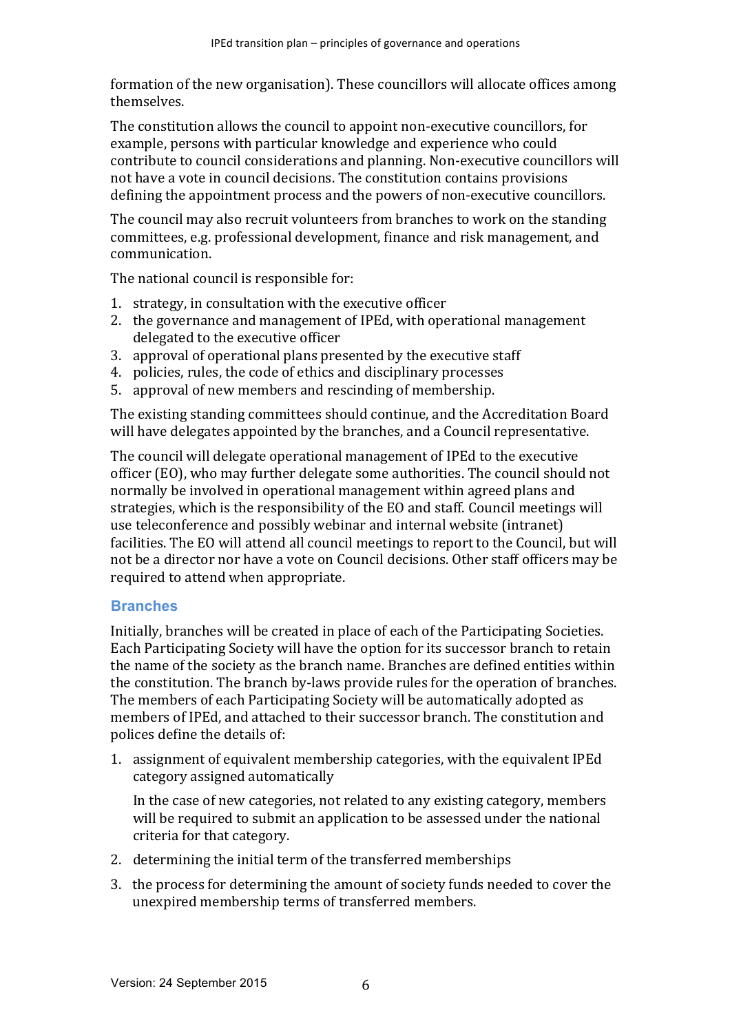formation of the new organisation). These councillors will allocate offices among themselves.

The constitution allows the council to appoint non-executive councillors, for example, persons with particular knowledge and experience who could contribute to council considerations and planning. Non-executive councillors will not have a vote in council decisions. The constitution contains provisions defining the appointment process and the powers of non-executive councillors.

The council may also recruit volunteers from branches to work on the standing committees, e.g. professional development, finance and risk management, and communication.

The national council is responsible for:

1. strategy, in consultation with the executive officer
2. the governance and management of IPEd, with operational management delegated to the executive officer
3. approval of operational plans presented by the executive staff
4. policies, rules, the code of ethics and disciplinary processes
5. approval of new members and rescinding of membership.

The existing standing committees should continue, and the Accreditation Board will have delegates appointed by the branches, and a Council representative.

The council will delegate operational management of IPEd to the executive officer (EO), who may further delegate some authorities. The council should not normally be involved in operational management within agreed plans and strategies, which is the responsibility of the EO and staff. Council meetings will use teleconference and possibly webinar and internal website (intranet) facilities. The EO will attend all council meetings to report to the Council, but will not be a director nor have a vote on Council decisions. Other staff officers may be required to attend when appropriate.

### Branches

Initially, branches will be created in place of each of the Participating Societies. Each Participating Society will have the option for its successor branch to retain the name of the society as the branch name. Branches are defined entities within the constitution. The branch by-laws provide rules for the operation of branches. The members of each Participating Society will be automatically adopted as members of IPEd, and attached to their successor branch. The constitution and polices define the details of:

1. assignment of equivalent membership categories, with the equivalent IPEd category assigned automatically

   In the case of new categories, not related to any existing category, members will be required to submit an application to be assessed under the national criteria for that category.

2. determining the initial term of the transferred memberships
3. the process for determining the amount of society funds needed to cover the unexpired membership terms of transferred members.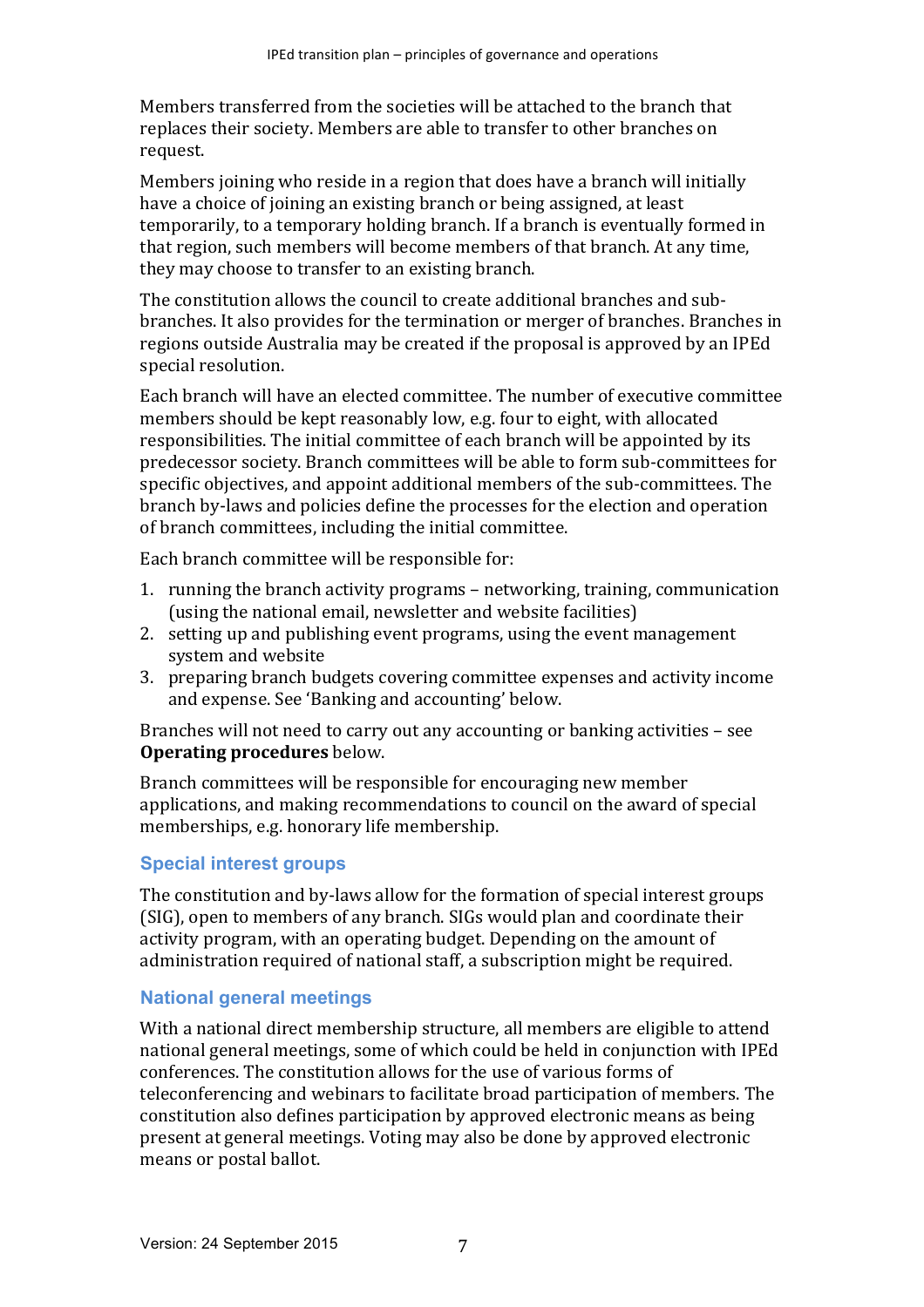Members transferred from the societies will be attached to the branch that replaces their society. Members are able to transfer to other branches on request.

Members joining who reside in a region that does have a branch will initially have a choice of joining an existing branch or being assigned, at least temporarily, to a temporary holding branch. If a branch is eventually formed in that region, such members will become members of that branch. At any time, they may choose to transfer to an existing branch.

The constitution allows the council to create additional branches and sub-branches. It also provides for the termination or merger of branches. Branches in regions outside Australia may be created if the proposal is approved by an IPEd special resolution.

Each branch will have an elected committee. The number of executive committee members should be kept reasonably low, e.g. four to eight, with allocated responsibilities. The initial committee of each branch will be appointed by its predecessor society. Branch committees will be able to form sub-committees for specific objectives, and appoint additional members of the sub-committees. The branch by-laws and policies define the processes for the election and operation of branch committees, including the initial committee.

Each branch committee will be responsible for:

1. running the branch activity programs – networking, training, communication (using the national email, newsletter and website facilities)
2. setting up and publishing event programs, using the event management system and website
3. preparing branch budgets covering committee expenses and activity income and expense. See 'Banking and accounting' below.

Branches will not need to carry out any accounting or banking activities – see **Operating procedures** below.

Branch committees will be responsible for encouraging new member applications, and making recommendations to council on the award of special memberships, e.g. honorary life membership.

### Special interest groups

The constitution and by-laws allow for the formation of special interest groups (SIG), open to members of any branch. SIGs would plan and coordinate their activity program, with an operating budget. Depending on the amount of administration required of national staff, a subscription might be required.

### National general meetings

With a national direct membership structure, all members are eligible to attend national general meetings, some of which could be held in conjunction with IPEd conferences. The constitution allows for the use of various forms of teleconferencing and webinars to facilitate broad participation of members. The constitution also defines participation by approved electronic means as being present at general meetings. Voting may also be done by approved electronic means or postal ballot.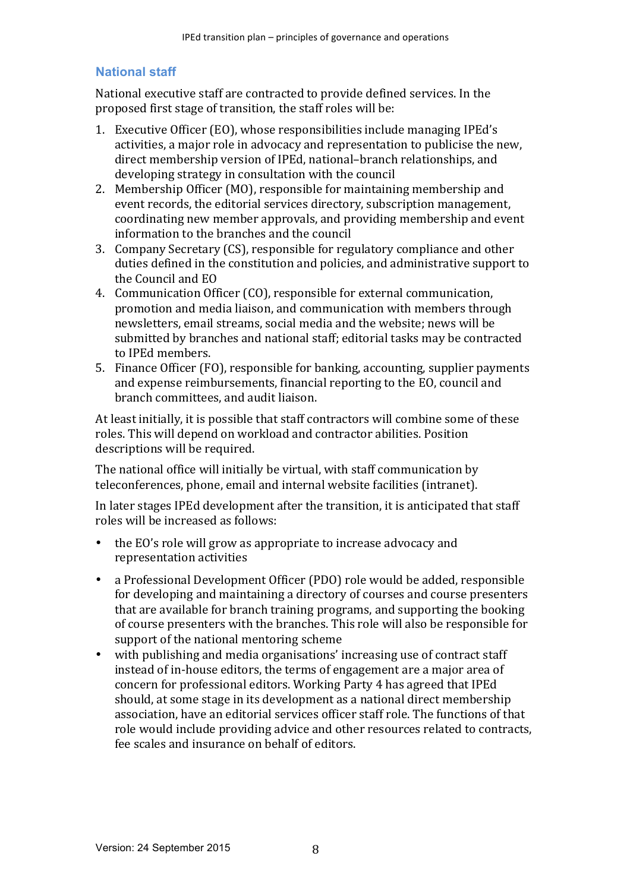## National staff

National executive staff are contracted to provide defined services. In the proposed first stage of transition, the staff roles will be:

1. Executive Officer (EO), whose responsibilities include managing IPEd's activities, a major role in advocacy and representation to publicise the new, direct membership version of IPEd, national–branch relationships, and developing strategy in consultation with the council
2. Membership Officer (MO), responsible for maintaining membership and event records, the editorial services directory, subscription management, coordinating new member approvals, and providing membership and event information to the branches and the council
3. Company Secretary (CS), responsible for regulatory compliance and other duties defined in the constitution and policies, and administrative support to the Council and EO
4. Communication Officer (CO), responsible for external communication, promotion and media liaison, and communication with members through newsletters, email streams, social media and the website; news will be submitted by branches and national staff; editorial tasks may be contracted to IPEd members.
5. Finance Officer (FO), responsible for banking, accounting, supplier payments and expense reimbursements, financial reporting to the EO, council and branch committees, and audit liaison.

At least initially, it is possible that staff contractors will combine some of these roles. This will depend on workload and contractor abilities. Position descriptions will be required.

The national office will initially be virtual, with staff communication by teleconferences, phone, email and internal website facilities (intranet).

In later stages IPEd development after the transition, it is anticipated that staff roles will be increased as follows:

- the EO's role will grow as appropriate to increase advocacy and representation activities
- a Professional Development Officer (PDO) role would be added, responsible for developing and maintaining a directory of courses and course presenters that are available for branch training programs, and supporting the booking of course presenters with the branches. This role will also be responsible for support of the national mentoring scheme
- with publishing and media organisations' increasing use of contract staff instead of in-house editors, the terms of engagement are a major area of concern for professional editors. Working Party 4 has agreed that IPEd should, at some stage in its development as a national direct membership association, have an editorial services officer staff role. The functions of that role would include providing advice and other resources related to contracts, fee scales and insurance on behalf of editors.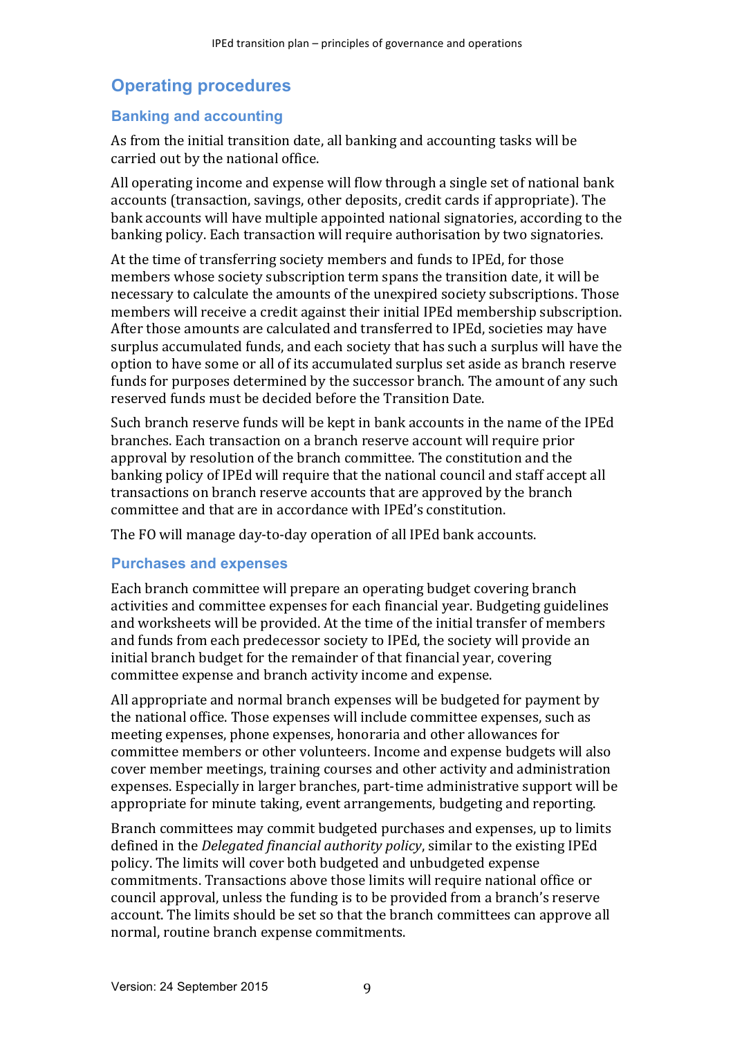## Operating procedures

### Banking and accounting

As from the initial transition date, all banking and accounting tasks will be carried out by the national office.

All operating income and expense will flow through a single set of national bank accounts (transaction, savings, other deposits, credit cards if appropriate). The bank accounts will have multiple appointed national signatories, according to the banking policy. Each transaction will require authorisation by two signatories.

At the time of transferring society members and funds to IPEd, for those members whose society subscription term spans the transition date, it will be necessary to calculate the amounts of the unexpired society subscriptions. Those members will receive a credit against their initial IPEd membership subscription. After those amounts are calculated and transferred to IPEd, societies may have surplus accumulated funds, and each society that has such a surplus will have the option to have some or all of its accumulated surplus set aside as branch reserve funds for purposes determined by the successor branch. The amount of any such reserved funds must be decided before the Transition Date.

Such branch reserve funds will be kept in bank accounts in the name of the IPEd branches. Each transaction on a branch reserve account will require prior approval by resolution of the branch committee. The constitution and the banking policy of IPEd will require that the national council and staff accept all transactions on branch reserve accounts that are approved by the branch committee and that are in accordance with IPEd's constitution.

The FO will manage day-to-day operation of all IPEd bank accounts.

### Purchases and expenses

Each branch committee will prepare an operating budget covering branch activities and committee expenses for each financial year. Budgeting guidelines and worksheets will be provided. At the time of the initial transfer of members and funds from each predecessor society to IPEd, the society will provide an initial branch budget for the remainder of that financial year, covering committee expense and branch activity income and expense.

All appropriate and normal branch expenses will be budgeted for payment by the national office. Those expenses will include committee expenses, such as meeting expenses, phone expenses, honoraria and other allowances for committee members or other volunteers. Income and expense budgets will also cover member meetings, training courses and other activity and administration expenses. Especially in larger branches, part-time administrative support will be appropriate for minute taking, event arrangements, budgeting and reporting.

Branch committees may commit budgeted purchases and expenses, up to limits defined in the *Delegated financial authority policy*, similar to the existing IPEd policy. The limits will cover both budgeted and unbudgeted expense commitments. Transactions above those limits will require national office or council approval, unless the funding is to be provided from a branch's reserve account. The limits should be set so that the branch committees can approve all normal, routine branch expense commitments.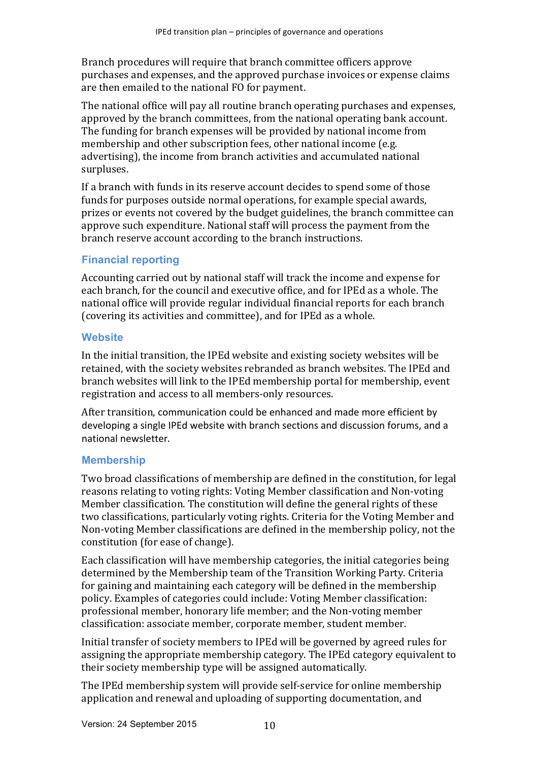Branch procedures will require that branch committee officers approve purchases and expenses, and the approved purchase invoices or expense claims are then emailed to the national FO for payment.

The national office will pay all routine branch operating purchases and expenses, approved by the branch committees, from the national operating bank account. The funding for branch expenses will be provided by national income from membership and other subscription fees, other national income (e.g. advertising), the income from branch activities and accumulated national surpluses.

If a branch with funds in its reserve account decides to spend some of those funds for purposes outside normal operations, for example special awards, prizes or events not covered by the budget guidelines, the branch committee can approve such expenditure. National staff will process the payment from the branch reserve account according to the branch instructions.

### Financial reporting

Accounting carried out by national staff will track the income and expense for each branch, for the council and executive office, and for IPEd as a whole. The national office will provide regular individual financial reports for each branch (covering its activities and committee), and for IPEd as a whole.

### Website

In the initial transition, the IPEd website and existing society websites will be retained, with the society websites rebranded as branch websites. The IPEd and branch websites will link to the IPEd membership portal for membership, event registration and access to all members-only resources.

After transition, communication could be enhanced and made more efficient by developing a single IPEd website with branch sections and discussion forums, and a national newsletter.

### Membership

Two broad classifications of membership are defined in the constitution, for legal reasons relating to voting rights: Voting Member classification and Non-voting Member classification. The constitution will define the general rights of these two classifications, particularly voting rights. Criteria for the Voting Member and Non-voting Member classifications are defined in the membership policy, not the constitution (for ease of change).

Each classification will have membership categories, the initial categories being determined by the Membership team of the Transition Working Party. Criteria for gaining and maintaining each category will be defined in the membership policy. Examples of categories could include: Voting Member classification: professional member, honorary life member; and the Non-voting member classification: associate member, corporate member, student member.

Initial transfer of society members to IPEd will be governed by agreed rules for assigning the appropriate membership category. The IPEd category equivalent to their society membership type will be assigned automatically.

The IPEd membership system will provide self-service for online membership application and renewal and uploading of supporting documentation, and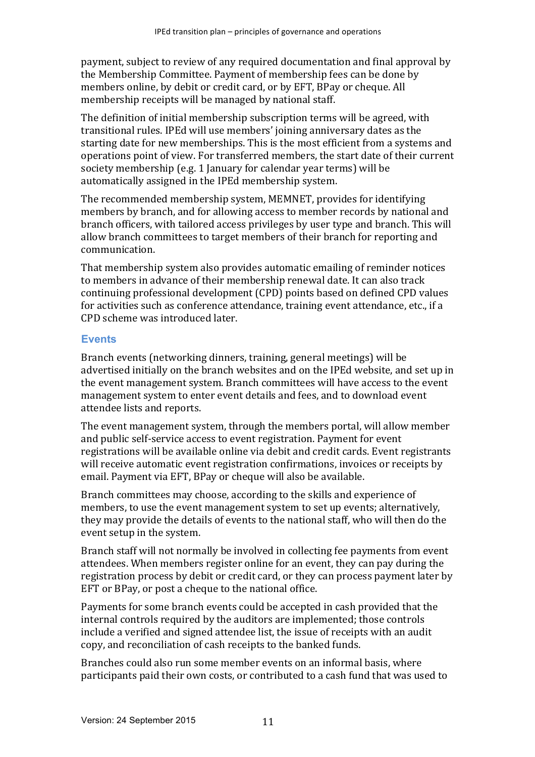payment, subject to review of any required documentation and final approval by the Membership Committee. Payment of membership fees can be done by members online, by debit or credit card, or by EFT, BPay or cheque. All membership receipts will be managed by national staff.

The definition of initial membership subscription terms will be agreed, with transitional rules. IPEd will use members' joining anniversary dates as the starting date for new memberships. This is the most efficient from a systems and operations point of view. For transferred members, the start date of their current society membership (e.g. 1 January for calendar year terms) will be automatically assigned in the IPEd membership system.

The recommended membership system, MEMNET, provides for identifying members by branch, and for allowing access to member records by national and branch officers, with tailored access privileges by user type and branch. This will allow branch committees to target members of their branch for reporting and communication.

That membership system also provides automatic emailing of reminder notices to members in advance of their membership renewal date. It can also track continuing professional development (CPD) points based on defined CPD values for activities such as conference attendance, training event attendance, etc., if a CPD scheme was introduced later.

### Events

Branch events (networking dinners, training, general meetings) will be advertised initially on the branch websites and on the IPEd website, and set up in the event management system. Branch committees will have access to the event management system to enter event details and fees, and to download event attendee lists and reports.

The event management system, through the members portal, will allow member and public self-service access to event registration. Payment for event registrations will be available online via debit and credit cards. Event registrants will receive automatic event registration confirmations, invoices or receipts by email. Payment via EFT, BPay or cheque will also be available.

Branch committees may choose, according to the skills and experience of members, to use the event management system to set up events; alternatively, they may provide the details of events to the national staff, who will then do the event setup in the system.

Branch staff will not normally be involved in collecting fee payments from event attendees. When members register online for an event, they can pay during the registration process by debit or credit card, or they can process payment later by EFT or BPay, or post a cheque to the national office.

Payments for some branch events could be accepted in cash provided that the internal controls required by the auditors are implemented; those controls include a verified and signed attendee list, the issue of receipts with an audit copy, and reconciliation of cash receipts to the banked funds.

Branches could also run some member events on an informal basis, where participants paid their own costs, or contributed to a cash fund that was used to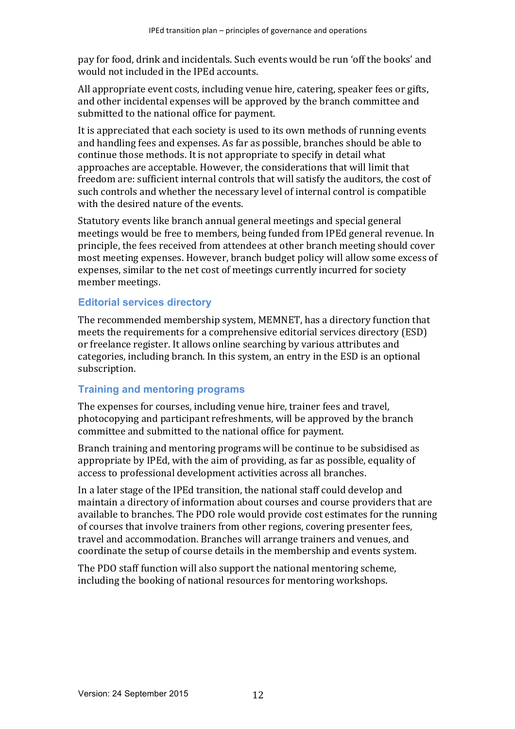pay for food, drink and incidentals. Such events would be run 'off the books' and would not included in the IPEd accounts.

All appropriate event costs, including venue hire, catering, speaker fees or gifts, and other incidental expenses will be approved by the branch committee and submitted to the national office for payment.

It is appreciated that each society is used to its own methods of running events and handling fees and expenses. As far as possible, branches should be able to continue those methods. It is not appropriate to specify in detail what approaches are acceptable. However, the considerations that will limit that freedom are: sufficient internal controls that will satisfy the auditors, the cost of such controls and whether the necessary level of internal control is compatible with the desired nature of the events.

Statutory events like branch annual general meetings and special general meetings would be free to members, being funded from IPEd general revenue. In principle, the fees received from attendees at other branch meeting should cover most meeting expenses. However, branch budget policy will allow some excess of expenses, similar to the net cost of meetings currently incurred for society member meetings.

### Editorial services directory

The recommended membership system, MEMNET, has a directory function that meets the requirements for a comprehensive editorial services directory (ESD) or freelance register. It allows online searching by various attributes and categories, including branch. In this system, an entry in the ESD is an optional subscription.

### Training and mentoring programs

The expenses for courses, including venue hire, trainer fees and travel, photocopying and participant refreshments, will be approved by the branch committee and submitted to the national office for payment.

Branch training and mentoring programs will be continue to be subsidised as appropriate by IPEd, with the aim of providing, as far as possible, equality of access to professional development activities across all branches.

In a later stage of the IPEd transition, the national staff could develop and maintain a directory of information about courses and course providers that are available to branches. The PDO role would provide cost estimates for the running of courses that involve trainers from other regions, covering presenter fees, travel and accommodation. Branches will arrange trainers and venues, and coordinate the setup of course details in the membership and events system.

The PDO staff function will also support the national mentoring scheme, including the booking of national resources for mentoring workshops.